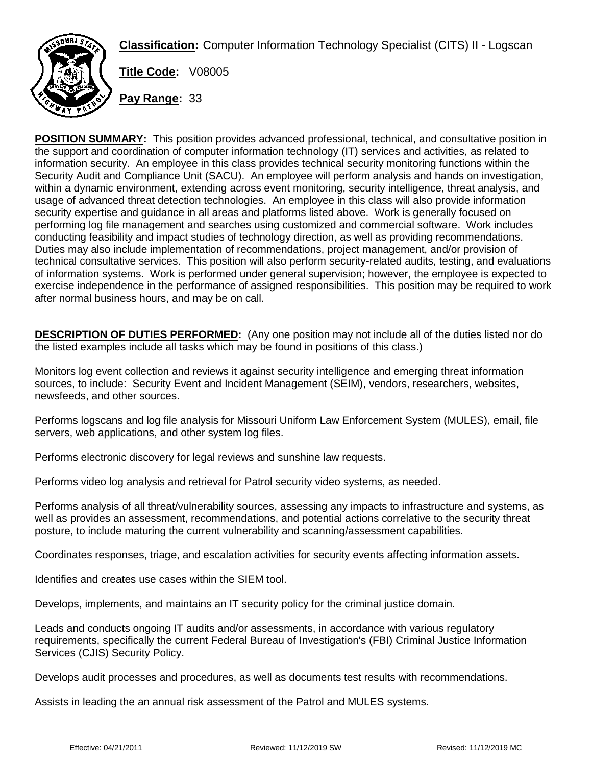**Classification:** Computer Information Technology Specialist (CITS) II - Logscan

**Title Code:** V08005

**Pay Range:** 33

**POSITION SUMMARY:** This position provides advanced professional, technical, and consultative position in the support and coordination of computer information technology (IT) services and activities, as related to information security. An employee in this class provides technical security monitoring functions within the Security Audit and Compliance Unit (SACU). An employee will perform analysis and hands on investigation, within a dynamic environment, extending across event monitoring, security intelligence, threat analysis, and usage of advanced threat detection technologies. An employee in this class will also provide information security expertise and guidance in all areas and platforms listed above. Work is generally focused on performing log file management and searches using customized and commercial software. Work includes conducting feasibility and impact studies of technology direction, as well as providing recommendations. Duties may also include implementation of recommendations, project management, and/or provision of technical consultative services. This position will also perform security-related audits, testing, and evaluations of information systems. Work is performed under general supervision; however, the employee is expected to exercise independence in the performance of assigned responsibilities. This position may be required to work after normal business hours, and may be on call.

**DESCRIPTION OF DUTIES PERFORMED:** (Any one position may not include all of the duties listed nor do the listed examples include all tasks which may be found in positions of this class.)

Monitors log event collection and reviews it against security intelligence and emerging threat information sources, to include: Security Event and Incident Management (SEIM), vendors, researchers, websites, newsfeeds, and other sources.

Performs logscans and log file analysis for Missouri Uniform Law Enforcement System (MULES), email, file servers, web applications, and other system log files.

Performs electronic discovery for legal reviews and sunshine law requests.

Performs video log analysis and retrieval for Patrol security video systems, as needed.

Performs analysis of all threat/vulnerability sources, assessing any impacts to infrastructure and systems, as well as provides an assessment, recommendations, and potential actions correlative to the security threat posture, to include maturing the current vulnerability and scanning/assessment capabilities.

Coordinates responses, triage, and escalation activities for security events affecting information assets.

Identifies and creates use cases within the SIEM tool.

Develops, implements, and maintains an IT security policy for the criminal justice domain.

Leads and conducts ongoing IT audits and/or assessments, in accordance with various regulatory requirements, specifically the current Federal Bureau of Investigation's (FBI) Criminal Justice Information Services (CJIS) Security Policy.

Develops audit processes and procedures, as well as documents test results with recommendations.

Assists in leading the an annual risk assessment of the Patrol and MULES systems.

Effective: 04/21/2011 Reviewed: 11/12/2019 SW Revised: 11/12/2019 MC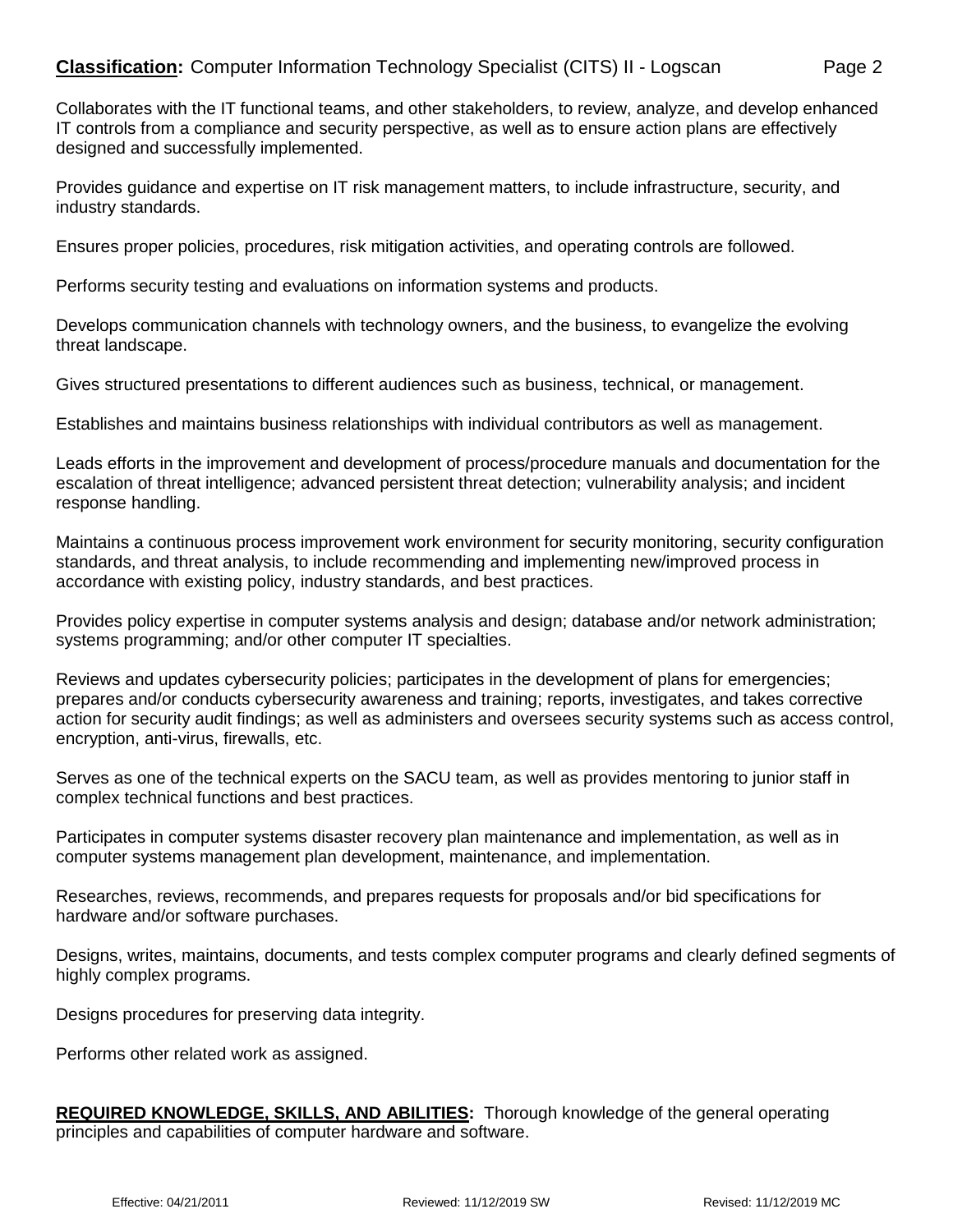Collaborates with the IT functional teams, and other stakeholders, to review, analyze, and develop enhanced IT controls from a compliance and security perspective, as well as to ensure action plans are effectively designed and successfully implemented.

Provides guidance and expertise on IT risk management matters, to include infrastructure, security, and industry standards.

Ensures proper policies, procedures, risk mitigation activities, and operating controls are followed.

Performs security testing and evaluations on information systems and products.

Develops communication channels with technology owners, and the business, to evangelize the evolving threat landscape.

Gives structured presentations to different audiences such as business, technical, or management.

Establishes and maintains business relationships with individual contributors as well as management.

Leads efforts in the improvement and development of process/procedure manuals and documentation for the escalation of threat intelligence; advanced persistent threat detection; vulnerability analysis; and incident response handling.

Maintains a continuous process improvement work environment for security monitoring, security configuration standards, and threat analysis, to include recommending and implementing new/improved process in accordance with existing policy, industry standards, and best practices.

Provides policy expertise in computer systems analysis and design; database and/or network administration; systems programming; and/or other computer IT specialties.

Reviews and updates cybersecurity policies; participates in the development of plans for emergencies; prepares and/or conducts cybersecurity awareness and training; reports, investigates, and takes corrective action for security audit findings; as well as administers and oversees security systems such as access control, encryption, anti-virus, firewalls, etc.

Serves as one of the technical experts on the SACU team, as well as provides mentoring to junior staff in complex technical functions and best practices.

Participates in computer systems disaster recovery plan maintenance and implementation, as well as in computer systems management plan development, maintenance, and implementation.

Researches, reviews, recommends, and prepares requests for proposals and/or bid specifications for hardware and/or software purchases.

Designs, writes, maintains, documents, and tests complex computer programs and clearly defined segments of highly complex programs.

Designs procedures for preserving data integrity.

Performs other related work as assigned.

**REQUIRED KNOWLEDGE, SKILLS, AND ABILITIES:** Thorough knowledge of the general operating principles and capabilities of computer hardware and software.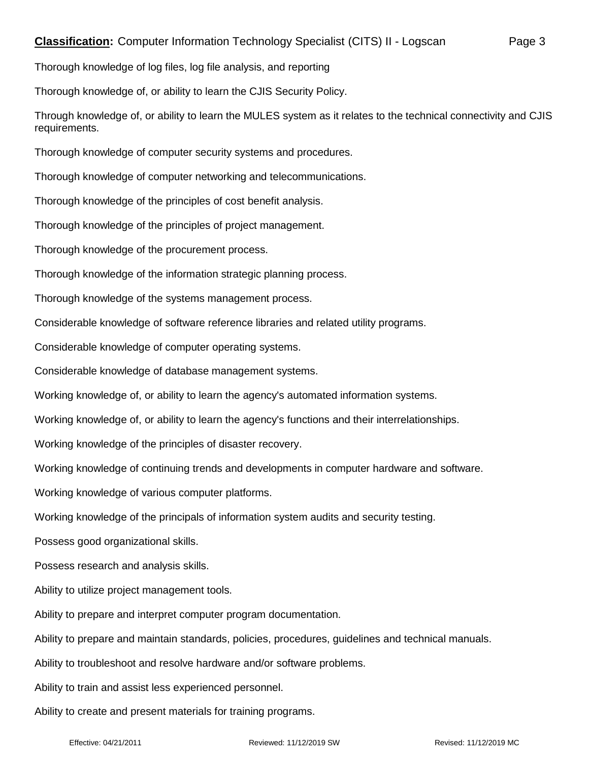Thorough knowledge of log files, log file analysis, and reporting

Thorough knowledge of, or ability to learn the CJIS Security Policy.

Through knowledge of, or ability to learn the MULES system as it relates to the technical connectivity and CJIS requirements.

Thorough knowledge of computer security systems and procedures.

Thorough knowledge of computer networking and telecommunications.

Thorough knowledge of the principles of cost benefit analysis.

Thorough knowledge of the principles of project management.

Thorough knowledge of the procurement process.

Thorough knowledge of the information strategic planning process.

Thorough knowledge of the systems management process.

Considerable knowledge of software reference libraries and related utility programs.

Considerable knowledge of computer operating systems.

Considerable knowledge of database management systems.

Working knowledge of, or ability to learn the agency's automated information systems.

Working knowledge of, or ability to learn the agency's functions and their interrelationships.

Working knowledge of the principles of disaster recovery.

Working knowledge of continuing trends and developments in computer hardware and software.

Working knowledge of various computer platforms.

Working knowledge of the principals of information system audits and security testing.

Possess good organizational skills.

Possess research and analysis skills.

Ability to utilize project management tools.

Ability to prepare and interpret computer program documentation.

Ability to prepare and maintain standards, policies, procedures, guidelines and technical manuals.

Ability to troubleshoot and resolve hardware and/or software problems.

Ability to train and assist less experienced personnel.

Ability to create and present materials for training programs.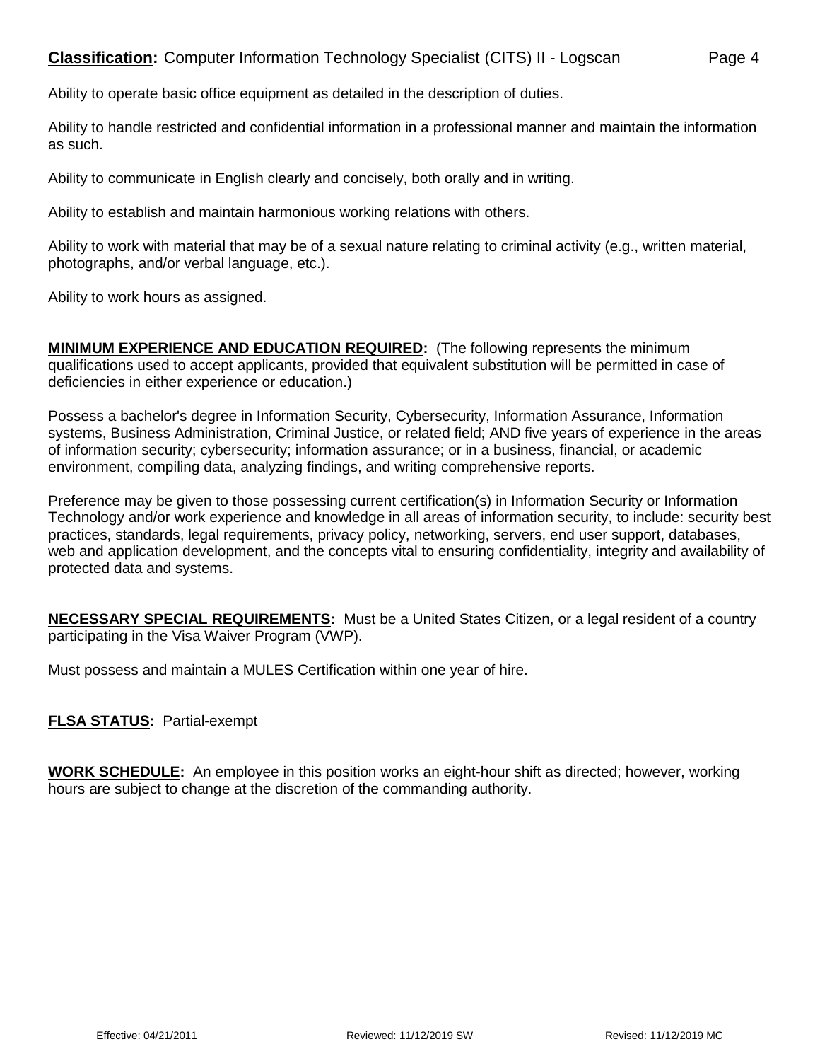Ability to operate basic office equipment as detailed in the description of duties.

Ability to handle restricted and confidential information in a professional manner and maintain the information as such.

Ability to communicate in English clearly and concisely, both orally and in writing.

Ability to establish and maintain harmonious working relations with others.

Ability to work with material that may be of a sexual nature relating to criminal activity (e.g., written material, photographs, and/or verbal language, etc.).

Ability to work hours as assigned.

**MINIMUM EXPERIENCE AND EDUCATION REQUIRED:** (The following represents the minimum qualifications used to accept applicants, provided that equivalent substitution will be permitted in case of deficiencies in either experience or education.)

Possess a bachelor's degree in Information Security, Cybersecurity, Information Assurance, Information systems, Business Administration, Criminal Justice, or related field; AND five years of experience in the areas of information security; cybersecurity; information assurance; or in a business, financial, or academic environment, compiling data, analyzing findings, and writing comprehensive reports.

Preference may be given to those possessing current certification(s) in Information Security or Information Technology and/or work experience and knowledge in all areas of information security, to include: security best practices, standards, legal requirements, privacy policy, networking, servers, end user support, databases, web and application development, and the concepts vital to ensuring confidentiality, integrity and availability of protected data and systems.

**NECESSARY SPECIAL REQUIREMENTS:** Must be a United States Citizen, or a legal resident of a country participating in the Visa Waiver Program (VWP).

Must possess and maintain a MULES Certification within one year of hire.

**FLSA STATUS:** Partial-exempt

**WORK SCHEDULE:** An employee in this position works an eight-hour shift as directed; however, working hours are subject to change at the discretion of the commanding authority.